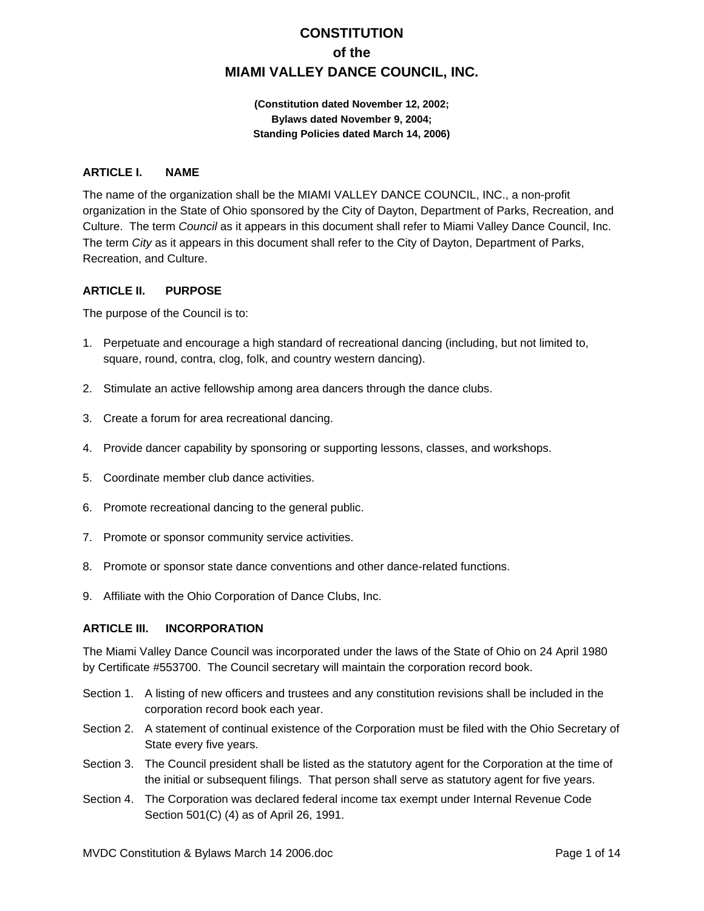# CONSTITUTION
# of the
# MIAMI VALLEY DANCE COUNCIL, INC.

**(Constitution dated November 12, 2002;**
**Bylaws dated November 9, 2004;**
**Standing Policies dated March 14, 2006)**

## ARTICLE I. NAME

The name of the organization shall be the MIAMI VALLEY DANCE COUNCIL, INC., a non-profit organization in the State of Ohio sponsored by the City of Dayton, Department of Parks, Recreation, and Culture. The term *Council* as it appears in this document shall refer to Miami Valley Dance Council, Inc. The term *City* as it appears in this document shall refer to the City of Dayton, Department of Parks, Recreation, and Culture.

## ARTICLE II. PURPOSE

The purpose of the Council is to:

1. Perpetuate and encourage a high standard of recreational dancing (including, but not limited to, square, round, contra, clog, folk, and country western dancing).
2. Stimulate an active fellowship among area dancers through the dance clubs.
3. Create a forum for area recreational dancing.
4. Provide dancer capability by sponsoring or supporting lessons, classes, and workshops.
5. Coordinate member club dance activities.
6. Promote recreational dancing to the general public.
7. Promote or sponsor community service activities.
8. Promote or sponsor state dance conventions and other dance-related functions.
9. Affiliate with the Ohio Corporation of Dance Clubs, Inc.

## ARTICLE III. INCORPORATION

The Miami Valley Dance Council was incorporated under the laws of the State of Ohio on 24 April 1980 by Certificate #553700. The Council secretary will maintain the corporation record book.

Section 1. A listing of new officers and trustees and any constitution revisions shall be included in the corporation record book each year.

Section 2. A statement of continual existence of the Corporation must be filed with the Ohio Secretary of State every five years.

Section 3. The Council president shall be listed as the statutory agent for the Corporation at the time of the initial or subsequent filings. That person shall serve as statutory agent for five years.

Section 4. The Corporation was declared federal income tax exempt under Internal Revenue Code Section 501(C) (4) as of April 26, 1991.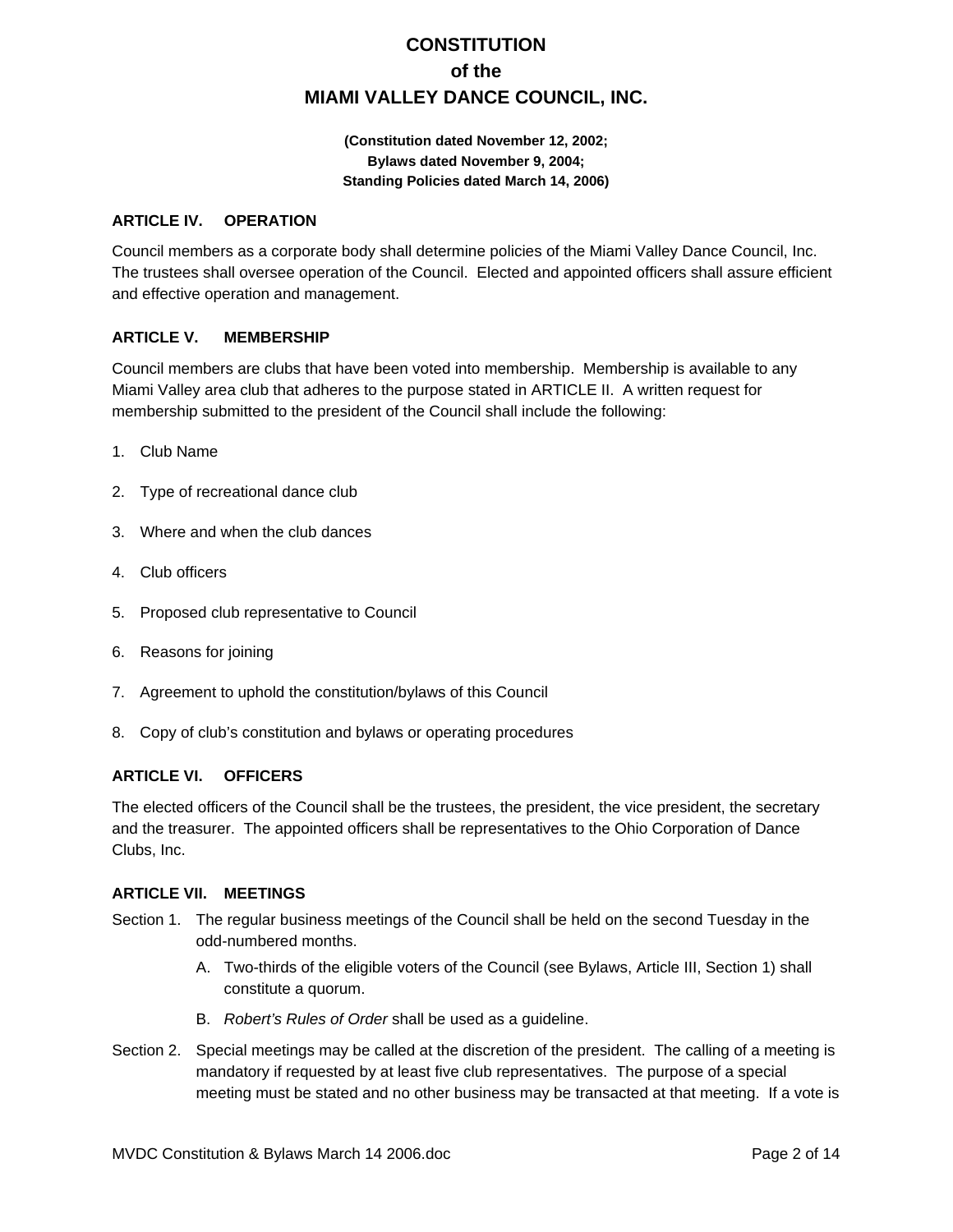# CONSTITUTION
# of the
# MIAMI VALLEY DANCE COUNCIL, INC.

**(Constitution dated November 12, 2002;**
**Bylaws dated November 9, 2004;**
**Standing Policies dated March 14, 2006)**

### ARTICLE IV. OPERATION

Council members as a corporate body shall determine policies of the Miami Valley Dance Council, Inc. The trustees shall oversee operation of the Council. Elected and appointed officers shall assure efficient and effective operation and management.

### ARTICLE V. MEMBERSHIP

Council members are clubs that have been voted into membership. Membership is available to any Miami Valley area club that adheres to the purpose stated in ARTICLE II. A written request for membership submitted to the president of the Council shall include the following:

1. Club Name
2. Type of recreational dance club
3. Where and when the club dances
4. Club officers
5. Proposed club representative to Council
6. Reasons for joining
7. Agreement to uphold the constitution/bylaws of this Council
8. Copy of club's constitution and bylaws or operating procedures

### ARTICLE VI. OFFICERS

The elected officers of the Council shall be the trustees, the president, the vice president, the secretary and the treasurer. The appointed officers shall be representatives to the Ohio Corporation of Dance Clubs, Inc.

### ARTICLE VII. MEETINGS

Section 1. The regular business meetings of the Council shall be held on the second Tuesday in the odd-numbered months.

- A. Two-thirds of the eligible voters of the Council (see Bylaws, Article III, Section 1) shall constitute a quorum.
- B. *Robert's Rules of Order* shall be used as a guideline.

Section 2. Special meetings may be called at the discretion of the president. The calling of a meeting is mandatory if requested by at least five club representatives. The purpose of a special meeting must be stated and no other business may be transacted at that meeting. If a vote is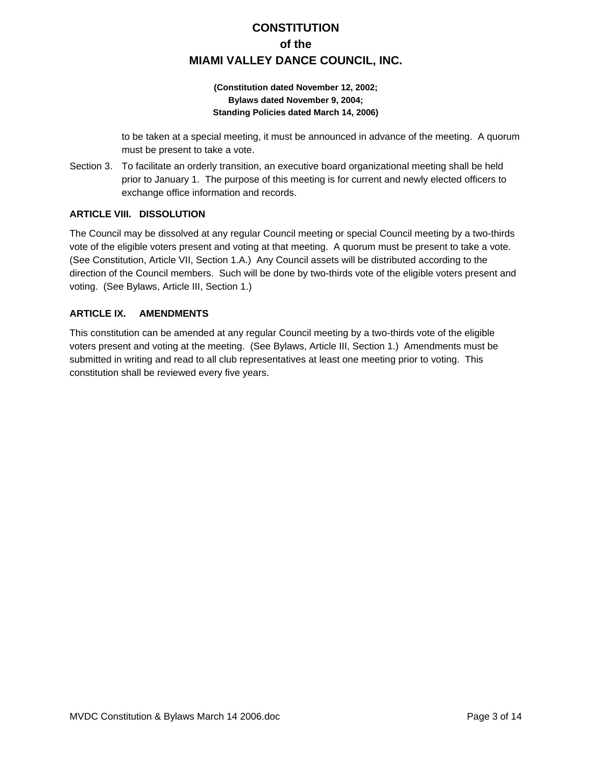to be taken at a special meeting, it must be announced in advance of the meeting. A quorum must be present to take a vote.

Section 3. To facilitate an orderly transition, an executive board organizational meeting shall be held prior to January 1. The purpose of this meeting is for current and newly elected officers to exchange office information and records.

### ARTICLE VIII. DISSOLUTION

The Council may be dissolved at any regular Council meeting or special Council meeting by a two-thirds vote of the eligible voters present and voting at that meeting. A quorum must be present to take a vote. (See Constitution, Article VII, Section 1.A.) Any Council assets will be distributed according to the direction of the Council members. Such will be done by two-thirds vote of the eligible voters present and voting. (See Bylaws, Article III, Section 1.)

### ARTICLE IX. AMENDMENTS

This constitution can be amended at any regular Council meeting by a two-thirds vote of the eligible voters present and voting at the meeting. (See Bylaws, Article III, Section 1.) Amendments must be submitted in writing and read to all club representatives at least one meeting prior to voting. This constitution shall be reviewed every five years.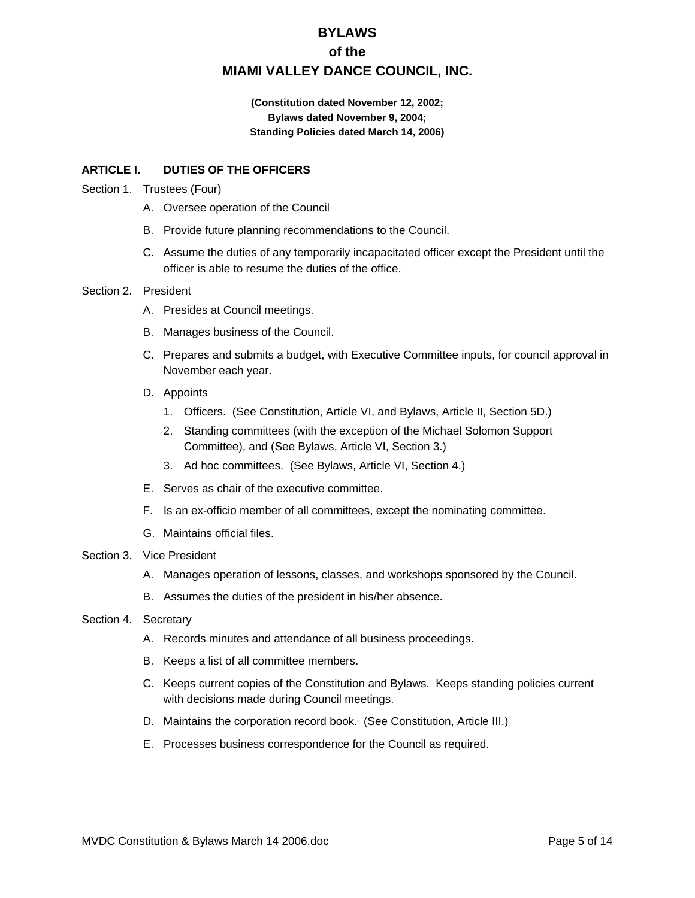# BYLAWS
# of the
# MIAMI VALLEY DANCE COUNCIL, INC.

**(Constitution dated November 12, 2002;**
**Bylaws dated November 9, 2004;**
**Standing Policies dated March 14, 2006)**

## ARTICLE I. DUTIES OF THE OFFICERS

Section 1. Trustees (Four)

A. Oversee operation of the Council

B. Provide future planning recommendations to the Council.

C. Assume the duties of any temporarily incapacitated officer except the President until the officer is able to resume the duties of the office.

Section 2. President

A. Presides at Council meetings.

B. Manages business of the Council.

C. Prepares and submits a budget, with Executive Committee inputs, for council approval in November each year.

D. Appoints

1. Officers. (See Constitution, Article VI, and Bylaws, Article II, Section 5D.)
2. Standing committees (with the exception of the Michael Solomon Support Committee), and (See Bylaws, Article VI, Section 3.)
3. Ad hoc committees. (See Bylaws, Article VI, Section 4.)

E. Serves as chair of the executive committee.

F. Is an ex-officio member of all committees, except the nominating committee.

G. Maintains official files.

Section 3. Vice President

A. Manages operation of lessons, classes, and workshops sponsored by the Council.

B. Assumes the duties of the president in his/her absence.

Section 4. Secretary

A. Records minutes and attendance of all business proceedings.

B. Keeps a list of all committee members.

C. Keeps current copies of the Constitution and Bylaws. Keeps standing policies current with decisions made during Council meetings.

D. Maintains the corporation record book. (See Constitution, Article III.)

E. Processes business correspondence for the Council as required.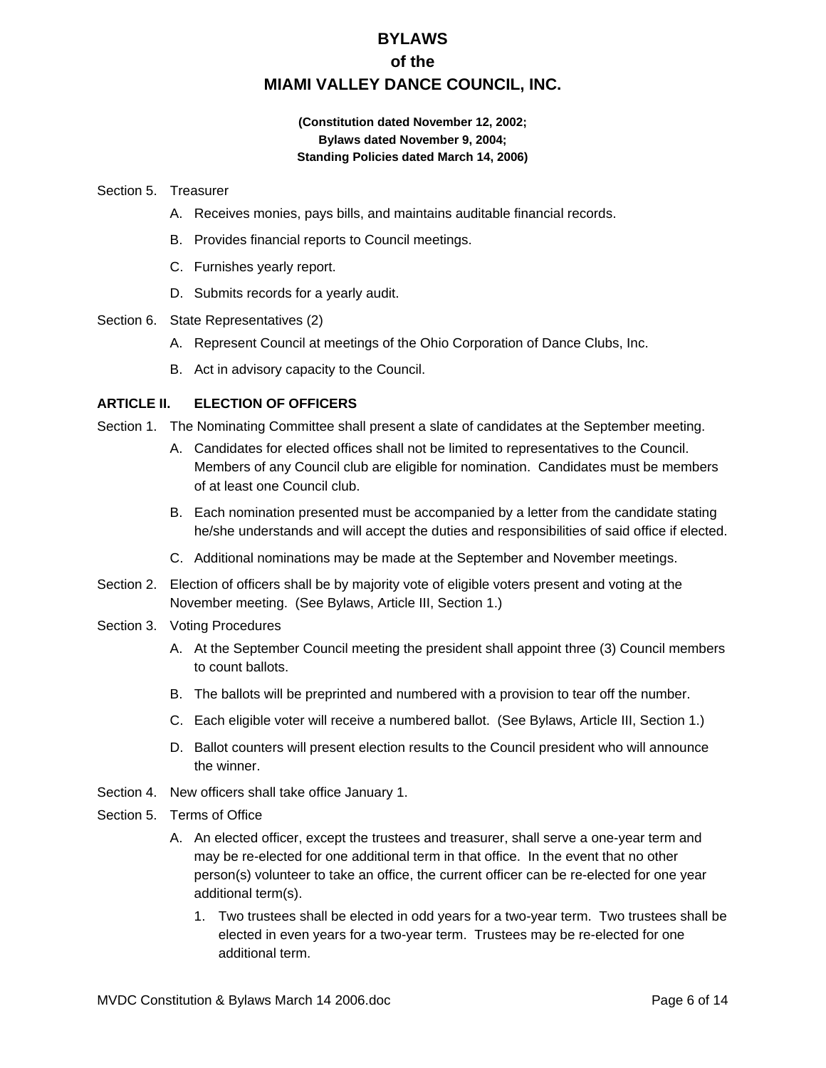# BYLAWS
# of the
# MIAMI VALLEY DANCE COUNCIL, INC.

**(Constitution dated November 12, 2002;**
**Bylaws dated November 9, 2004;**
**Standing Policies dated March 14, 2006)**

Section 5. Treasurer

- A. Receives monies, pays bills, and maintains auditable financial records.
- B. Provides financial reports to Council meetings.
- C. Furnishes yearly report.
- D. Submits records for a yearly audit.

Section 6. State Representatives (2)

- A. Represent Council at meetings of the Ohio Corporation of Dance Clubs, Inc.
- B. Act in advisory capacity to the Council.

**ARTICLE II. ELECTION OF OFFICERS**

Section 1. The Nominating Committee shall present a slate of candidates at the September meeting.

- A. Candidates for elected offices shall not be limited to representatives to the Council. Members of any Council club are eligible for nomination. Candidates must be members of at least one Council club.
- B. Each nomination presented must be accompanied by a letter from the candidate stating he/she understands and will accept the duties and responsibilities of said office if elected.
- C. Additional nominations may be made at the September and November meetings.

Section 2. Election of officers shall be by majority vote of eligible voters present and voting at the November meeting. (See Bylaws, Article III, Section 1.)

Section 3. Voting Procedures

- A. At the September Council meeting the president shall appoint three (3) Council members to count ballots.
- B. The ballots will be preprinted and numbered with a provision to tear off the number.
- C. Each eligible voter will receive a numbered ballot. (See Bylaws, Article III, Section 1.)
- D. Ballot counters will present election results to the Council president who will announce the winner.

Section 4. New officers shall take office January 1.

Section 5. Terms of Office

- A. An elected officer, except the trustees and treasurer, shall serve a one-year term and may be re-elected for one additional term in that office. In the event that no other person(s) volunteer to take an office, the current officer can be re-elected for one year additional term(s).
  1. Two trustees shall be elected in odd years for a two-year term. Two trustees shall be elected in even years for a two-year term. Trustees may be re-elected for one additional term.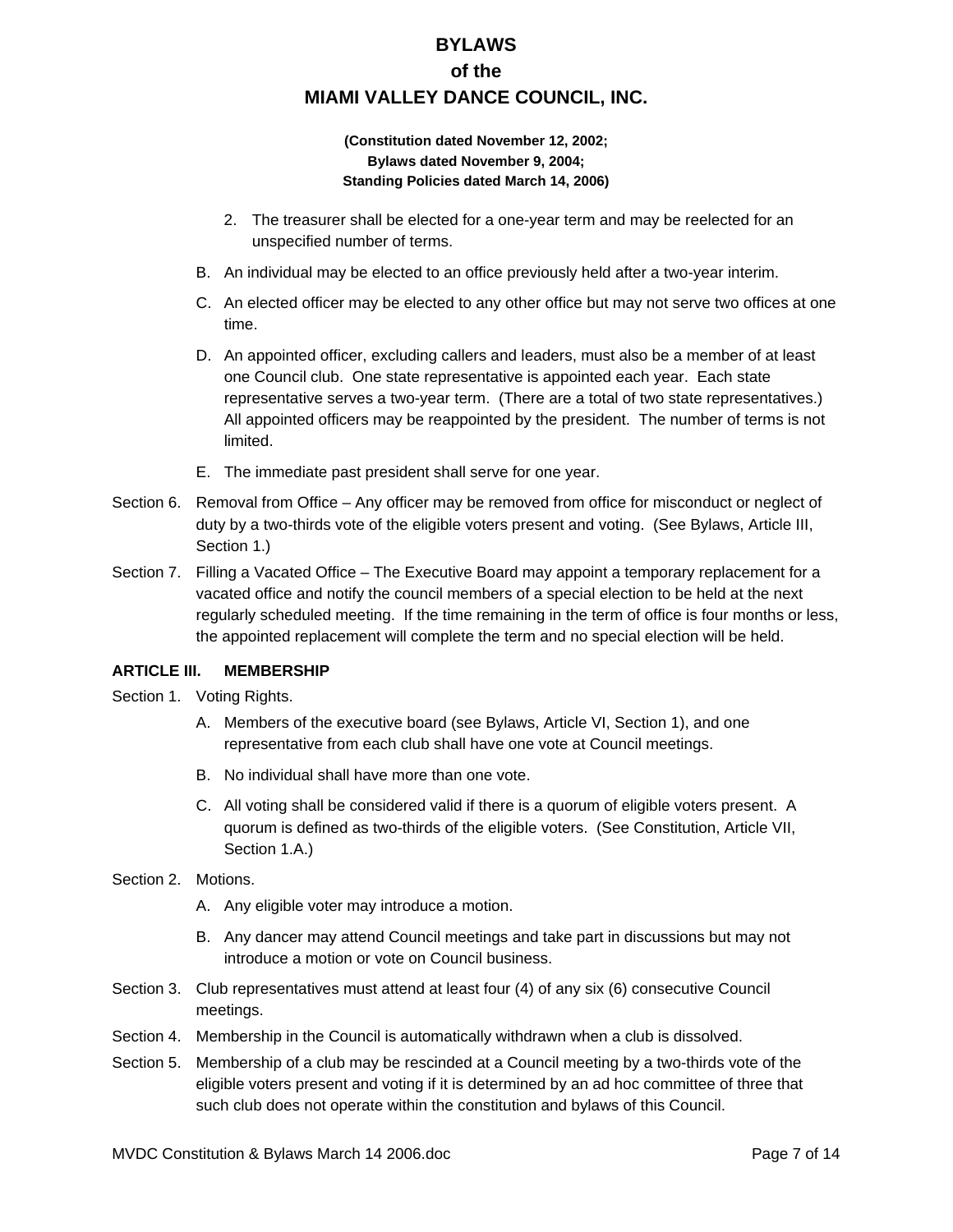2. The treasurer shall be elected for a one-year term and may be reelected for an unspecified number of terms.

B. An individual may be elected to an office previously held after a two-year interim.

C. An elected officer may be elected to any other office but may not serve two offices at one time.

D. An appointed officer, excluding callers and leaders, must also be a member of at least one Council club. One state representative is appointed each year. Each state representative serves a two-year term. (There are a total of two state representatives.) All appointed officers may be reappointed by the president. The number of terms is not limited.

E. The immediate past president shall serve for one year.

Section 6. Removal from Office – Any officer may be removed from office for misconduct or neglect of duty by a two-thirds vote of the eligible voters present and voting. (See Bylaws, Article III, Section 1.)

Section 7. Filling a Vacated Office – The Executive Board may appoint a temporary replacement for a vacated office and notify the council members of a special election to be held at the next regularly scheduled meeting. If the time remaining in the term of office is four months or less, the appointed replacement will complete the term and no special election will be held.

**ARTICLE III. MEMBERSHIP**

Section 1. Voting Rights.

A. Members of the executive board (see Bylaws, Article VI, Section 1), and one representative from each club shall have one vote at Council meetings.

B. No individual shall have more than one vote.

C. All voting shall be considered valid if there is a quorum of eligible voters present. A quorum is defined as two-thirds of the eligible voters. (See Constitution, Article VII, Section 1.A.)

Section 2. Motions.

A. Any eligible voter may introduce a motion.

B. Any dancer may attend Council meetings and take part in discussions but may not introduce a motion or vote on Council business.

Section 3. Club representatives must attend at least four (4) of any six (6) consecutive Council meetings.

Section 4. Membership in the Council is automatically withdrawn when a club is dissolved.

Section 5. Membership of a club may be rescinded at a Council meeting by a two-thirds vote of the eligible voters present and voting if it is determined by an ad hoc committee of three that such club does not operate within the constitution and bylaws of this Council.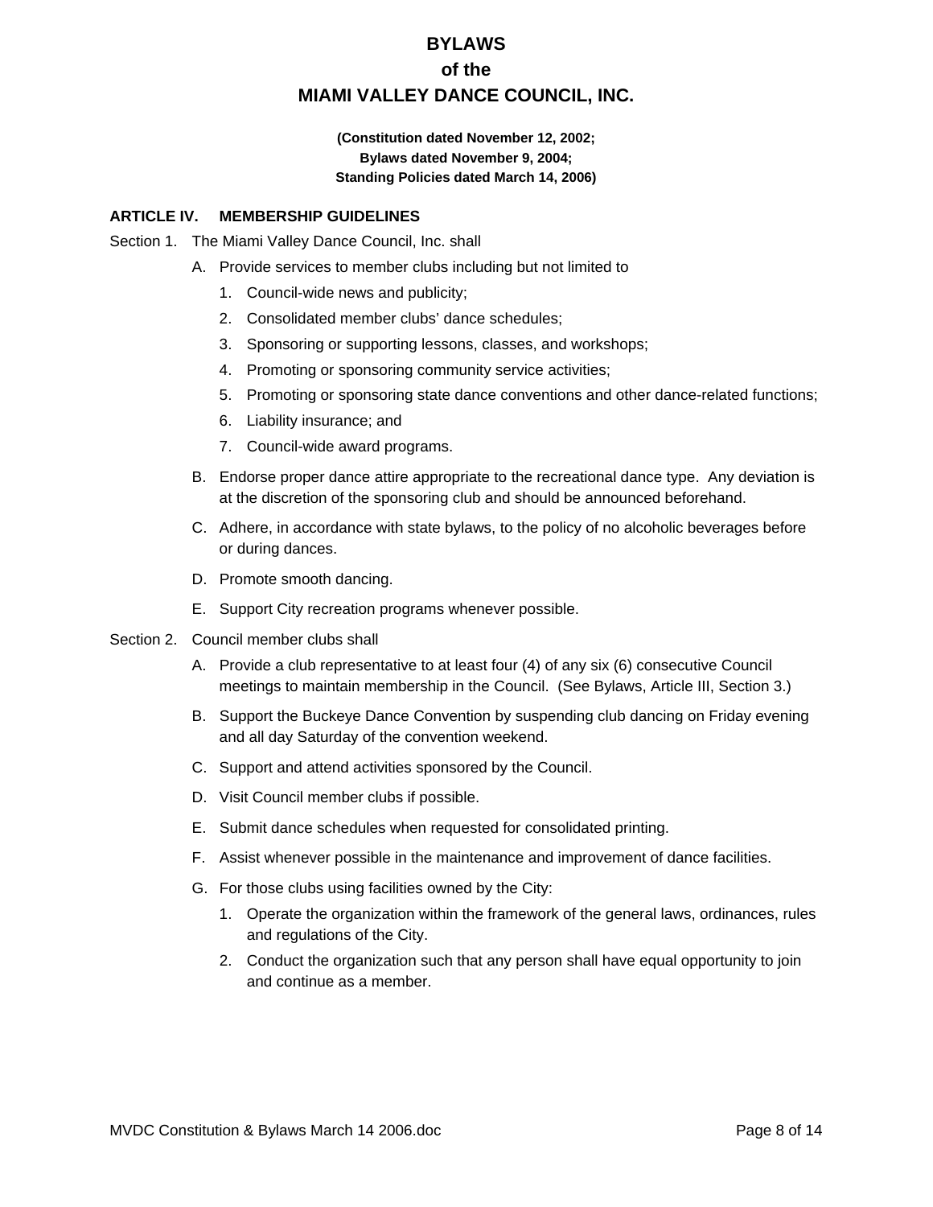# BYLAWS
# of the
# MIAMI VALLEY DANCE COUNCIL, INC.

**(Constitution dated November 12, 2002;**
**Bylaws dated November 9, 2004;**
**Standing Policies dated March 14, 2006)**

## ARTICLE IV. MEMBERSHIP GUIDELINES

Section 1. The Miami Valley Dance Council, Inc. shall

A. Provide services to member clubs including but not limited to

1. Council-wide news and publicity;
2. Consolidated member clubs' dance schedules;
3. Sponsoring or supporting lessons, classes, and workshops;
4. Promoting or sponsoring community service activities;
5. Promoting or sponsoring state dance conventions and other dance-related functions;
6. Liability insurance; and
7. Council-wide award programs.

B. Endorse proper dance attire appropriate to the recreational dance type. Any deviation is at the discretion of the sponsoring club and should be announced beforehand.

C. Adhere, in accordance with state bylaws, to the policy of no alcoholic beverages before or during dances.

D. Promote smooth dancing.

E. Support City recreation programs whenever possible.

Section 2. Council member clubs shall

A. Provide a club representative to at least four (4) of any six (6) consecutive Council meetings to maintain membership in the Council. (See Bylaws, Article III, Section 3.)

B. Support the Buckeye Dance Convention by suspending club dancing on Friday evening and all day Saturday of the convention weekend.

C. Support and attend activities sponsored by the Council.

D. Visit Council member clubs if possible.

E. Submit dance schedules when requested for consolidated printing.

F. Assist whenever possible in the maintenance and improvement of dance facilities.

G. For those clubs using facilities owned by the City:

1. Operate the organization within the framework of the general laws, ordinances, rules and regulations of the City.
2. Conduct the organization such that any person shall have equal opportunity to join and continue as a member.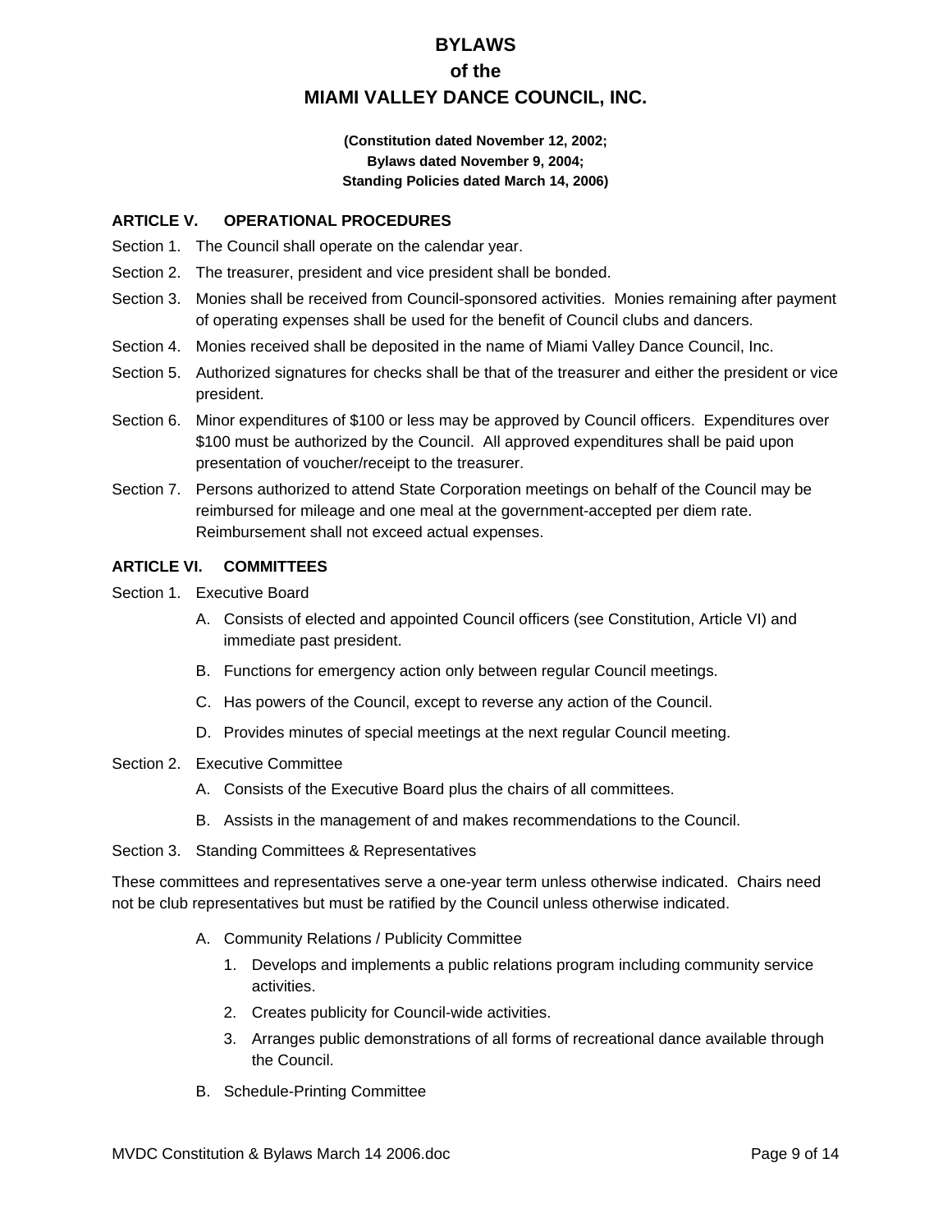# BYLAWS
# of the
# MIAMI VALLEY DANCE COUNCIL, INC.

**(Constitution dated November 12, 2002;**
**Bylaws dated November 9, 2004;**
**Standing Policies dated March 14, 2006)**

## ARTICLE V. OPERATIONAL PROCEDURES

Section 1. The Council shall operate on the calendar year.

Section 2. The treasurer, president and vice president shall be bonded.

Section 3. Monies shall be received from Council-sponsored activities. Monies remaining after payment of operating expenses shall be used for the benefit of Council clubs and dancers.

Section 4. Monies received shall be deposited in the name of Miami Valley Dance Council, Inc.

Section 5. Authorized signatures for checks shall be that of the treasurer and either the president or vice president.

Section 6. Minor expenditures of $100 or less may be approved by Council officers. Expenditures over $100 must be authorized by the Council. All approved expenditures shall be paid upon presentation of voucher/receipt to the treasurer.

Section 7. Persons authorized to attend State Corporation meetings on behalf of the Council may be reimbursed for mileage and one meal at the government-accepted per diem rate. Reimbursement shall not exceed actual expenses.

## ARTICLE VI. COMMITTEES

Section 1. Executive Board

A. Consists of elected and appointed Council officers (see Constitution, Article VI) and immediate past president.

B. Functions for emergency action only between regular Council meetings.

C. Has powers of the Council, except to reverse any action of the Council.

D. Provides minutes of special meetings at the next regular Council meeting.

Section 2. Executive Committee

A. Consists of the Executive Board plus the chairs of all committees.

B. Assists in the management of and makes recommendations to the Council.

Section 3. Standing Committees & Representatives

These committees and representatives serve a one-year term unless otherwise indicated. Chairs need not be club representatives but must be ratified by the Council unless otherwise indicated.

A. Community Relations / Publicity Committee

1. Develops and implements a public relations program including community service activities.
2. Creates publicity for Council-wide activities.
3. Arranges public demonstrations of all forms of recreational dance available through the Council.

B. Schedule-Printing Committee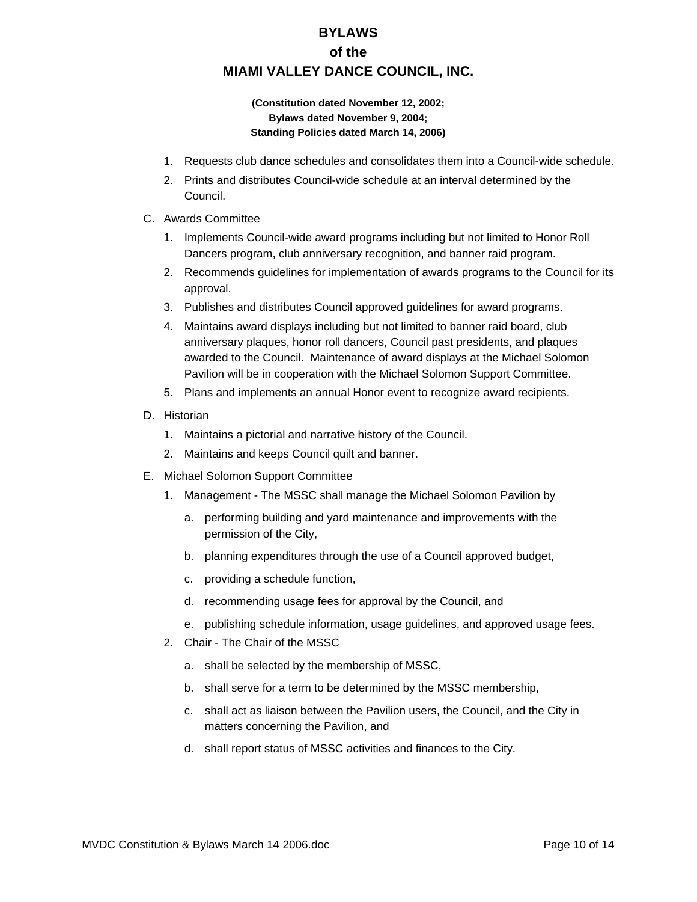1. Requests club dance schedules and consolidates them into a Council-wide schedule.
2. Prints and distributes Council-wide schedule at an interval determined by the Council.

C. Awards Committee

1. Implements Council-wide award programs including but not limited to Honor Roll Dancers program, club anniversary recognition, and banner raid program.
2. Recommends guidelines for implementation of awards programs to the Council for its approval.
3. Publishes and distributes Council approved guidelines for award programs.
4. Maintains award displays including but not limited to banner raid board, club anniversary plaques, honor roll dancers, Council past presidents, and plaques awarded to the Council. Maintenance of award displays at the Michael Solomon Pavilion will be in cooperation with the Michael Solomon Support Committee.
5. Plans and implements an annual Honor event to recognize award recipients.

D. Historian

1. Maintains a pictorial and narrative history of the Council.
2. Maintains and keeps Council quilt and banner.

E. Michael Solomon Support Committee

1. Management - The MSSC shall manage the Michael Solomon Pavilion by
   a. performing building and yard maintenance and improvements with the permission of the City,
   b. planning expenditures through the use of a Council approved budget,
   c. providing a schedule function,
   d. recommending usage fees for approval by the Council, and
   e. publishing schedule information, usage guidelines, and approved usage fees.
2. Chair - The Chair of the MSSC
   a. shall be selected by the membership of MSSC,
   b. shall serve for a term to be determined by the MSSC membership,
   c. shall act as liaison between the Pavilion users, the Council, and the City in matters concerning the Pavilion, and
   d. shall report status of MSSC activities and finances to the City.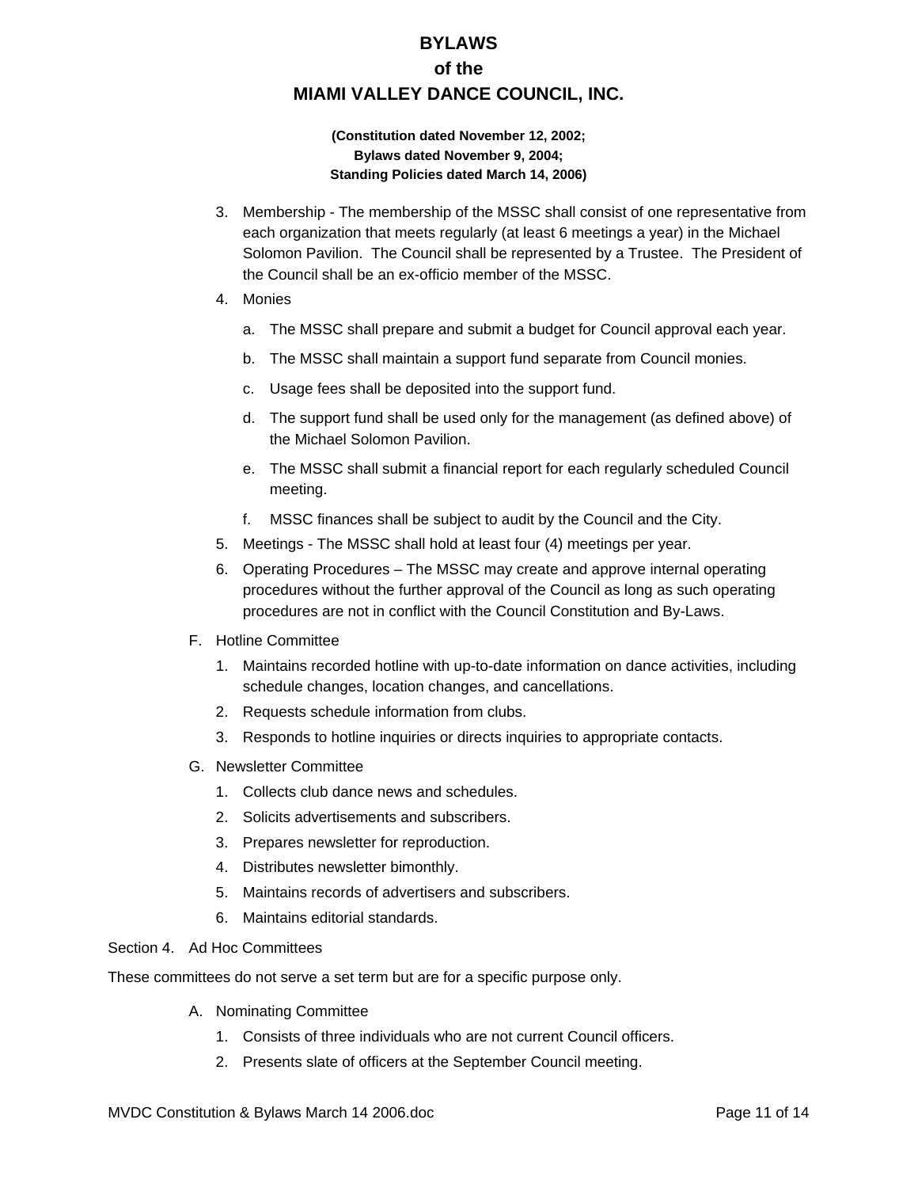3. Membership - The membership of the MSSC shall consist of one representative from each organization that meets regularly (at least 6 meetings a year) in the Michael Solomon Pavilion. The Council shall be represented by a Trustee. The President of the Council shall be an ex-officio member of the MSSC.
4. Monies
   a. The MSSC shall prepare and submit a budget for Council approval each year.
   b. The MSSC shall maintain a support fund separate from Council monies.
   c. Usage fees shall be deposited into the support fund.
   d. The support fund shall be used only for the management (as defined above) of the Michael Solomon Pavilion.
   e. The MSSC shall submit a financial report for each regularly scheduled Council meeting.
   f. MSSC finances shall be subject to audit by the Council and the City.
5. Meetings - The MSSC shall hold at least four (4) meetings per year.
6. Operating Procedures – The MSSC may create and approve internal operating procedures without the further approval of the Council as long as such operating procedures are not in conflict with the Council Constitution and By-Laws.

F. Hotline Committee
   1. Maintains recorded hotline with up-to-date information on dance activities, including schedule changes, location changes, and cancellations.
   2. Requests schedule information from clubs.
   3. Responds to hotline inquiries or directs inquiries to appropriate contacts.

G. Newsletter Committee
   1. Collects club dance news and schedules.
   2. Solicits advertisements and subscribers.
   3. Prepares newsletter for reproduction.
   4. Distributes newsletter bimonthly.
   5. Maintains records of advertisers and subscribers.
   6. Maintains editorial standards.

Section 4. Ad Hoc Committees

These committees do not serve a set term but are for a specific purpose only.

A. Nominating Committee
   1. Consists of three individuals who are not current Council officers.
   2. Presents slate of officers at the September Council meeting.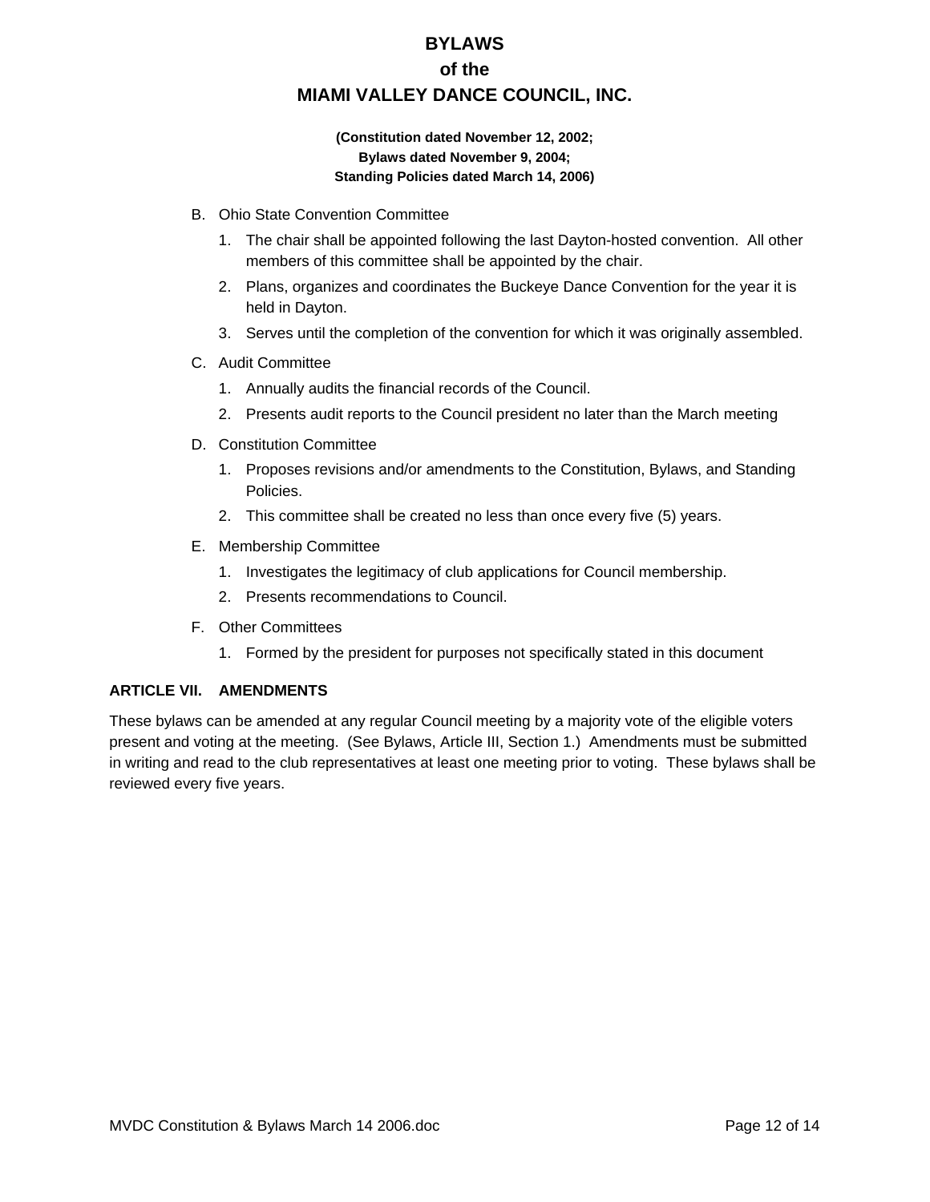B. Ohio State Convention Committee

   1. The chair shall be appointed following the last Dayton-hosted convention. All other members of this committee shall be appointed by the chair.
   2. Plans, organizes and coordinates the Buckeye Dance Convention for the year it is held in Dayton.
   3. Serves until the completion of the convention for which it was originally assembled.

C. Audit Committee

   1. Annually audits the financial records of the Council.
   2. Presents audit reports to the Council president no later than the March meeting

D. Constitution Committee

   1. Proposes revisions and/or amendments to the Constitution, Bylaws, and Standing Policies.
   2. This committee shall be created no less than once every five (5) years.

E. Membership Committee

   1. Investigates the legitimacy of club applications for Council membership.
   2. Presents recommendations to Council.

F. Other Committees

   1. Formed by the president for purposes not specifically stated in this document

## ARTICLE VII. AMENDMENTS

These bylaws can be amended at any regular Council meeting by a majority vote of the eligible voters present and voting at the meeting. (See Bylaws, Article III, Section 1.) Amendments must be submitted in writing and read to the club representatives at least one meeting prior to voting. These bylaws shall be reviewed every five years.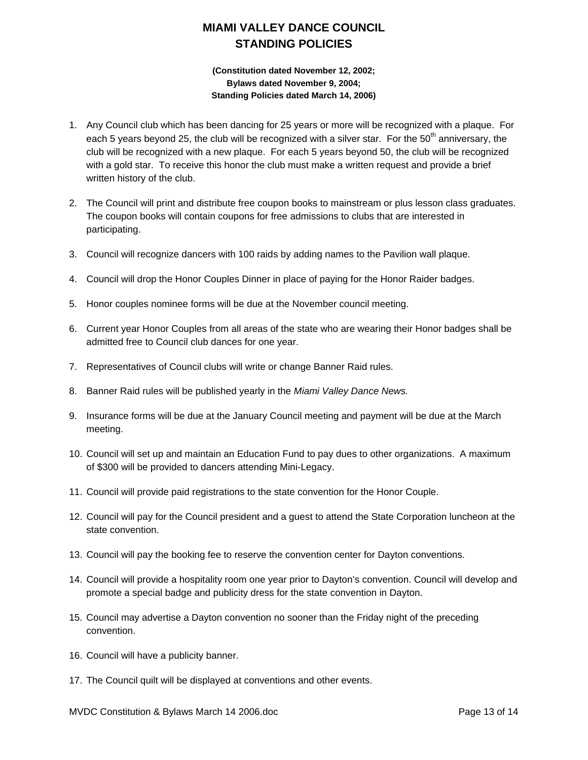# MIAMI VALLEY DANCE COUNCIL
# STANDING POLICIES

**(Constitution dated November 12, 2002;**
**Bylaws dated November 9, 2004;**
**Standing Policies dated March 14, 2006)**

1. Any Council club which has been dancing for 25 years or more will be recognized with a plaque. For each 5 years beyond 25, the club will be recognized with a silver star. For the 50th anniversary, the club will be recognized with a new plaque. For each 5 years beyond 50, the club will be recognized with a gold star. To receive this honor the club must make a written request and provide a brief written history of the club.

2. The Council will print and distribute free coupon books to mainstream or plus lesson class graduates. The coupon books will contain coupons for free admissions to clubs that are interested in participating.

3. Council will recognize dancers with 100 raids by adding names to the Pavilion wall plaque.

4. Council will drop the Honor Couples Dinner in place of paying for the Honor Raider badges.

5. Honor couples nominee forms will be due at the November council meeting.

6. Current year Honor Couples from all areas of the state who are wearing their Honor badges shall be admitted free to Council club dances for one year.

7. Representatives of Council clubs will write or change Banner Raid rules.

8. Banner Raid rules will be published yearly in the *Miami Valley Dance News.*

9. Insurance forms will be due at the January Council meeting and payment will be due at the March meeting.

10. Council will set up and maintain an Education Fund to pay dues to other organizations. A maximum of $300 will be provided to dancers attending Mini-Legacy.

11. Council will provide paid registrations to the state convention for the Honor Couple.

12. Council will pay for the Council president and a guest to attend the State Corporation luncheon at the state convention.

13. Council will pay the booking fee to reserve the convention center for Dayton conventions.

14. Council will provide a hospitality room one year prior to Dayton's convention. Council will develop and promote a special badge and publicity dress for the state convention in Dayton.

15. Council may advertise a Dayton convention no sooner than the Friday night of the preceding convention.

16. Council will have a publicity banner.

17. The Council quilt will be displayed at conventions and other events.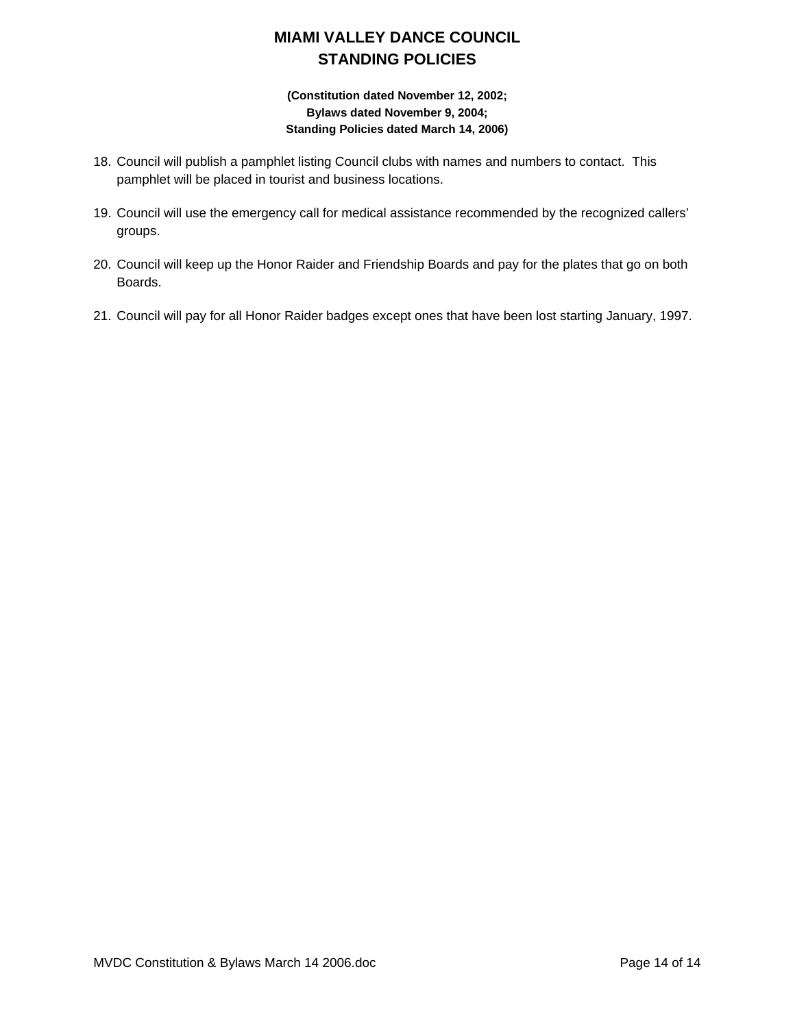# MIAMI VALLEY DANCE COUNCIL
## STANDING POLICIES

**(Constitution dated November 12, 2002;**
**Bylaws dated November 9, 2004;**
**Standing Policies dated March 14, 2006)**

18. Council will publish a pamphlet listing Council clubs with names and numbers to contact. This pamphlet will be placed in tourist and business locations.

19. Council will use the emergency call for medical assistance recommended by the recognized callers' groups.

20. Council will keep up the Honor Raider and Friendship Boards and pay for the plates that go on both Boards.

21. Council will pay for all Honor Raider badges except ones that have been lost starting January, 1997.